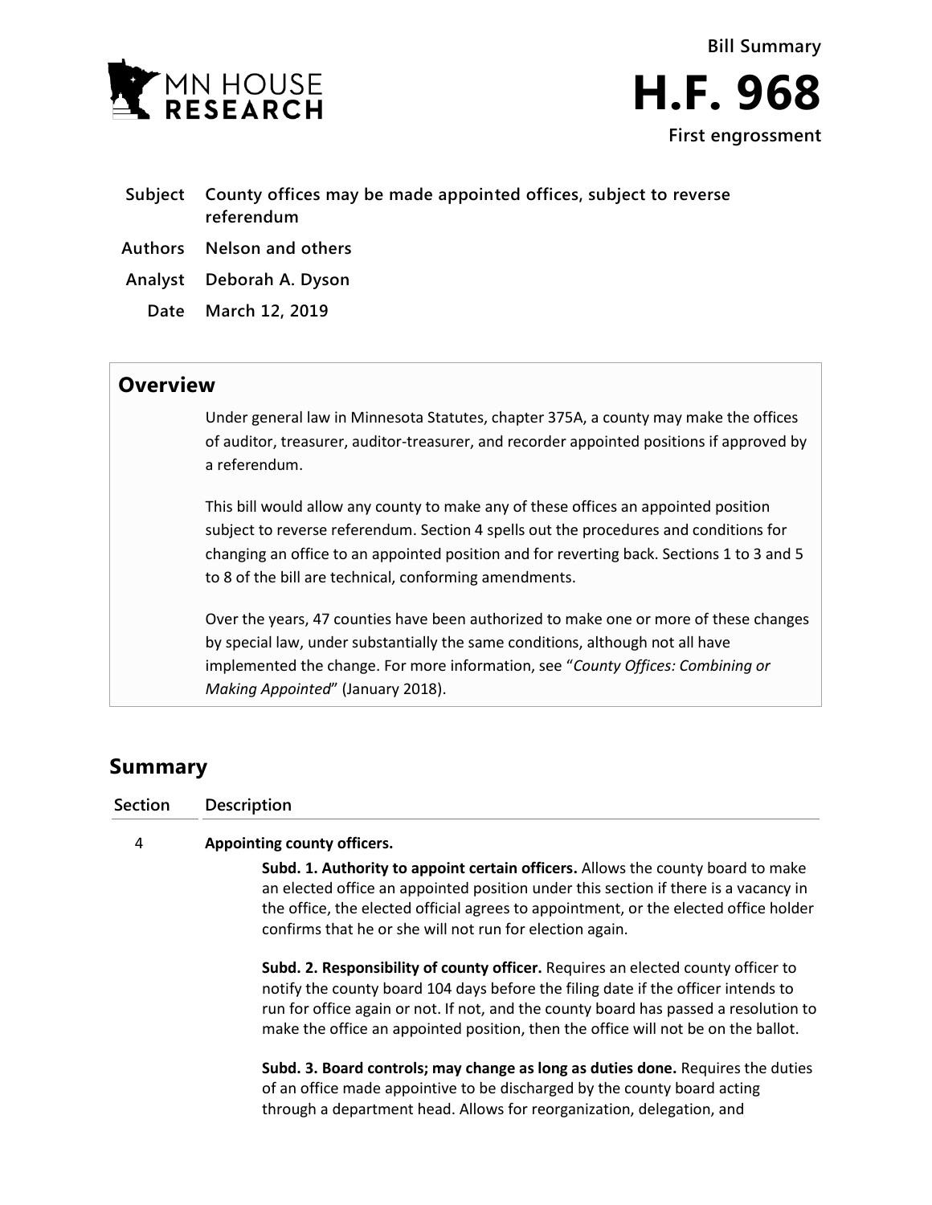MN HOUSE RESEARCH

Bill Summary

# H.F. 968

First engrossment

| | |
|---|---|
| **Subject** | **County offices may be made appointed offices, subject to reverse referendum** |
| **Authors** | Nelson and others |
| **Analyst** | Deborah A. Dyson |
| **Date** | March 12, 2019 |

## Overview

Under general law in Minnesota Statutes, chapter 375A, a county may make the offices of auditor, treasurer, auditor-treasurer, and recorder appointed positions if approved by a referendum.

This bill would allow any county to make any of these offices an appointed position subject to reverse referendum. Section 4 spells out the procedures and conditions for changing an office to an appointed position and for reverting back. Sections 1 to 3 and 5 to 8 of the bill are technical, conforming amendments.

Over the years, 47 counties have been authorized to make one or more of these changes by special law, under substantially the same conditions, although not all have implemented the change. For more information, see "*County Offices: Combining or Making Appointed*" (January 2018).

## Summary

| Section | Description |
|---|---|
| 4 | **Appointing county officers.** |

**Subd. 1. Authority to appoint certain officers.** Allows the county board to make an elected office an appointed position under this section if there is a vacancy in the office, the elected official agrees to appointment, or the elected office holder confirms that he or she will not run for election again.

**Subd. 2. Responsibility of county officer.** Requires an elected county officer to notify the county board 104 days before the filing date if the officer intends to run for office again or not. If not, and the county board has passed a resolution to make the office an appointed position, then the office will not be on the ballot.

**Subd. 3. Board controls; may change as long as duties done.** Requires the duties of an office made appointive to be discharged by the county board acting through a department head. Allows for reorganization, delegation, and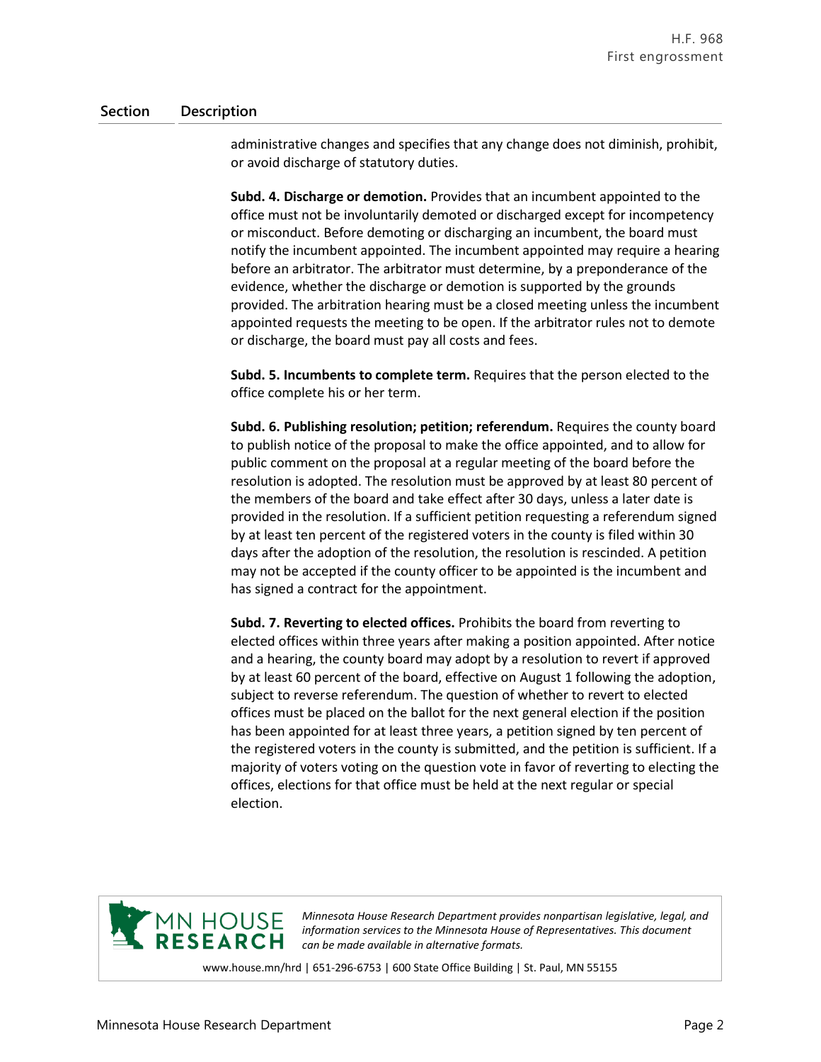| Section | Description |
|---|---|
| | administrative changes and specifies that any change does not diminish, prohibit, or avoid discharge of statutory duties.<br><br>**Subd. 4. Discharge or demotion.** Provides that an incumbent appointed to the office must not be involuntarily demoted or discharged except for incompetency or misconduct. Before demoting or discharging an incumbent, the board must notify the incumbent appointed. The incumbent appointed may require a hearing before an arbitrator. The arbitrator must determine, by a preponderance of the evidence, whether the discharge or demotion is supported by the grounds provided. The arbitration hearing must be a closed meeting unless the incumbent appointed requests the meeting to be open. If the arbitrator rules not to demote or discharge, the board must pay all costs and fees.<br><br>**Subd. 5. Incumbents to complete term.** Requires that the person elected to the office complete his or her term.<br><br>**Subd. 6. Publishing resolution; petition; referendum.** Requires the county board to publish notice of the proposal to make the office appointed, and to allow for public comment on the proposal at a regular meeting of the board before the resolution is adopted. The resolution must be approved by at least 80 percent of the members of the board and take effect after 30 days, unless a later date is provided in the resolution. If a sufficient petition requesting a referendum signed by at least ten percent of the registered voters in the county is filed within 30 days after the adoption of the resolution, the resolution is rescinded. A petition may not be accepted if the county officer to be appointed is the incumbent and has signed a contract for the appointment.<br><br>**Subd. 7. Reverting to elected offices.** Prohibits the board from reverting to elected offices within three years after making a position appointed. After notice and a hearing, the county board may adopt by a resolution to revert if approved by at least 60 percent of the board, effective on August 1 following the adoption, subject to reverse referendum. The question of whether to revert to elected offices must be placed on the ballot for the next general election if the position has been appointed for at least three years, a petition signed by ten percent of the registered voters in the county is submitted, and the petition is sufficient. If a majority of voters voting on the question vote in favor of reverting to electing the offices, elections for that office must be held at the next regular or special election. |

MN HOUSE RESEARCH

*Minnesota House Research Department provides nonpartisan legislative, legal, and information services to the Minnesota House of Representatives. This document can be made available in alternative formats.*

www.house.mn/hrd | 651-296-6753 | 600 State Office Building | St. Paul, MN 55155